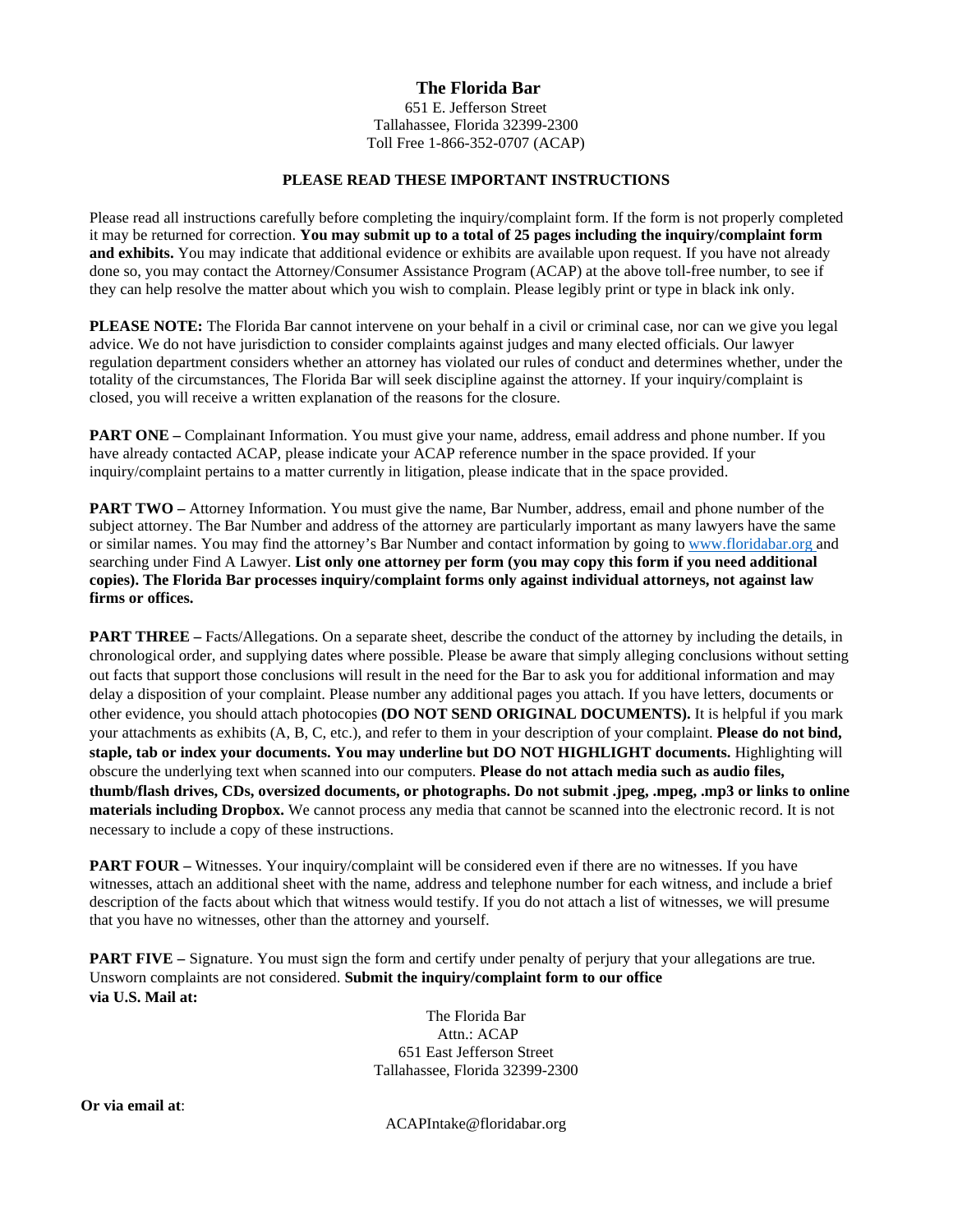# The Florida Bar

651 E. Jefferson Street
Tallahassee, Florida 32399-2300
Toll Free 1-866-352-0707 (ACAP)

## PLEASE READ THESE IMPORTANT INSTRUCTIONS

Please read all instructions carefully before completing the inquiry/complaint form. If the form is not properly completed it may be returned for correction. **You may submit up to a total of 25 pages including the inquiry/complaint form and exhibits.** You may indicate that additional evidence or exhibits are available upon request. If you have not already done so, you may contact the Attorney/Consumer Assistance Program (ACAP) at the above toll-free number, to see if they can help resolve the matter about which you wish to complain. Please legibly print or type in black ink only.

**PLEASE NOTE:** The Florida Bar cannot intervene on your behalf in a civil or criminal case, nor can we give you legal advice. We do not have jurisdiction to consider complaints against judges and many elected officials. Our lawyer regulation department considers whether an attorney has violated our rules of conduct and determines whether, under the totality of the circumstances, The Florida Bar will seek discipline against the attorney. If your inquiry/complaint is closed, you will receive a written explanation of the reasons for the closure.

**PART ONE –** Complainant Information. You must give your name, address, email address and phone number. If you have already contacted ACAP, please indicate your ACAP reference number in the space provided. If your inquiry/complaint pertains to a matter currently in litigation, please indicate that in the space provided.

**PART TWO –** Attorney Information. You must give the name, Bar Number, address, email and phone number of the subject attorney. The Bar Number and address of the attorney are particularly important as many lawyers have the same or similar names. You may find the attorney's Bar Number and contact information by going to www.floridabar.org and searching under Find A Lawyer. **List only one attorney per form (you may copy this form if you need additional copies). The Florida Bar processes inquiry/complaint forms only against individual attorneys, not against law firms or offices.**

**PART THREE –** Facts/Allegations. On a separate sheet, describe the conduct of the attorney by including the details, in chronological order, and supplying dates where possible. Please be aware that simply alleging conclusions without setting out facts that support those conclusions will result in the need for the Bar to ask you for additional information and may delay a disposition of your complaint. Please number any additional pages you attach. If you have letters, documents or other evidence, you should attach photocopies **(DO NOT SEND ORIGINAL DOCUMENTS).** It is helpful if you mark your attachments as exhibits (A, B, C, etc.), and refer to them in your description of your complaint. **Please do not bind, staple, tab or index your documents. You may underline but DO NOT HIGHLIGHT documents.** Highlighting will obscure the underlying text when scanned into our computers. **Please do not attach media such as audio files, thumb/flash drives, CDs, oversized documents, or photographs. Do not submit .jpeg, .mpeg, .mp3 or links to online materials including Dropbox.** We cannot process any media that cannot be scanned into the electronic record. It is not necessary to include a copy of these instructions.

**PART FOUR –** Witnesses. Your inquiry/complaint will be considered even if there are no witnesses. If you have witnesses, attach an additional sheet with the name, address and telephone number for each witness, and include a brief description of the facts about which that witness would testify. If you do not attach a list of witnesses, we will presume that you have no witnesses, other than the attorney and yourself.

**PART FIVE –** Signature. You must sign the form and certify under penalty of perjury that your allegations are true. Unsworn complaints are not considered. **Submit the inquiry/complaint form to our office via U.S. Mail at:**

The Florida Bar
Attn.: ACAP
651 East Jefferson Street
Tallahassee, Florida 32399-2300

**Or via email at**:

ACAPIntake@floridabar.org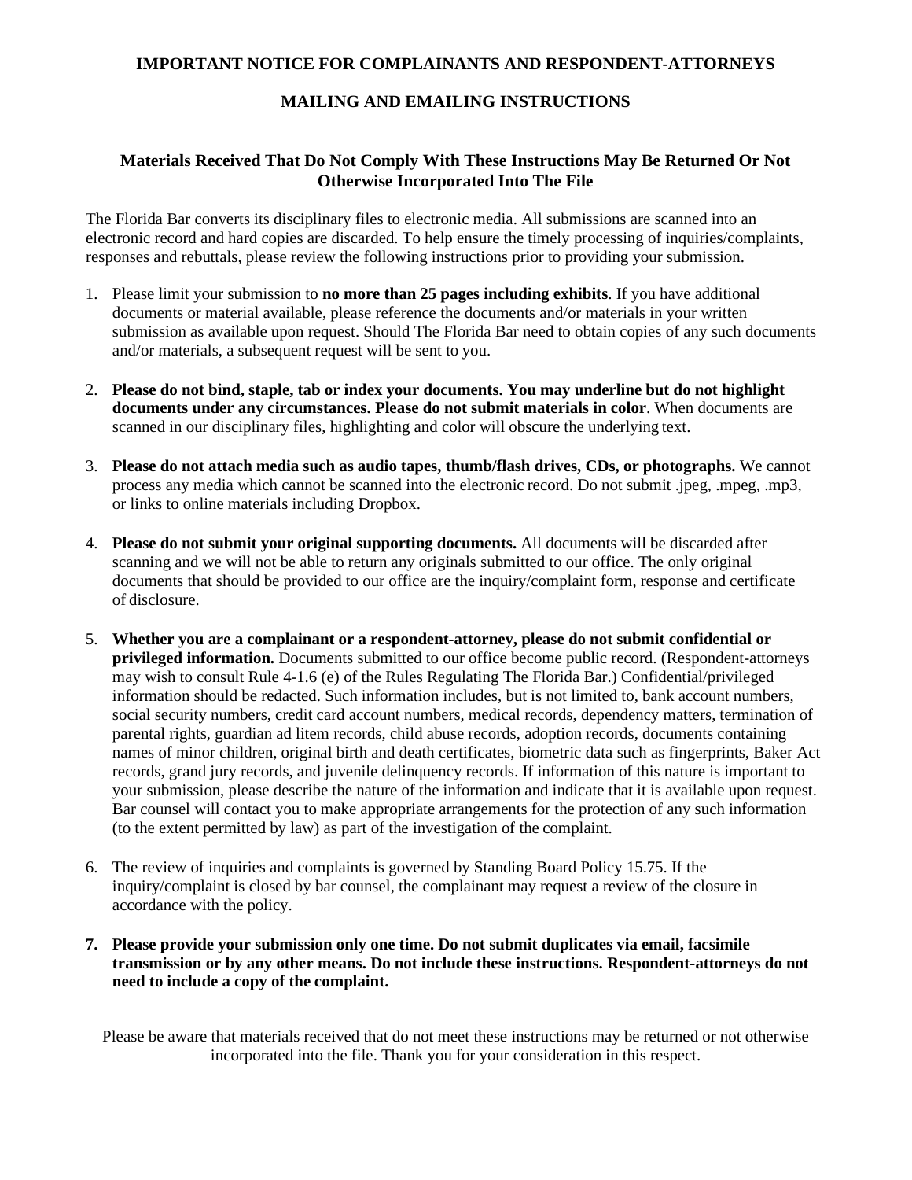**IMPORTANT NOTICE FOR COMPLAINANTS AND RESPONDENT-ATTORNEYS**

**MAILING AND EMAILING INSTRUCTIONS**

**Materials Received That Do Not Comply With These Instructions May Be Returned Or Not Otherwise Incorporated Into The File**

The Florida Bar converts its disciplinary files to electronic media. All submissions are scanned into an electronic record and hard copies are discarded. To help ensure the timely processing of inquiries/complaints, responses and rebuttals, please review the following instructions prior to providing your submission.

1. Please limit your submission to **no more than 25 pages including exhibits**. If you have additional documents or material available, please reference the documents and/or materials in your written submission as available upon request. Should The Florida Bar need to obtain copies of any such documents and/or materials, a subsequent request will be sent to you.

2. **Please do not bind, staple, tab or index your documents. You may underline but do not highlight documents under any circumstances. Please do not submit materials in color**. When documents are scanned in our disciplinary files, highlighting and color will obscure the underlying text.

3. **Please do not attach media such as audio tapes, thumb/flash drives, CDs, or photographs.** We cannot process any media which cannot be scanned into the electronic record. Do not submit .jpeg, .mpeg, .mp3, or links to online materials including Dropbox.

4. **Please do not submit your original supporting documents.** All documents will be discarded after scanning and we will not be able to return any originals submitted to our office. The only original documents that should be provided to our office are the inquiry/complaint form, response and certificate of disclosure.

5. **Whether you are a complainant or a respondent-attorney, please do not submit confidential or privileged information.** Documents submitted to our office become public record. (Respondent-attorneys may wish to consult Rule 4-1.6 (e) of the Rules Regulating The Florida Bar.) Confidential/privileged information should be redacted. Such information includes, but is not limited to, bank account numbers, social security numbers, credit card account numbers, medical records, dependency matters, termination of parental rights, guardian ad litem records, child abuse records, adoption records, documents containing names of minor children, original birth and death certificates, biometric data such as fingerprints, Baker Act records, grand jury records, and juvenile delinquency records. If information of this nature is important to your submission, please describe the nature of the information and indicate that it is available upon request. Bar counsel will contact you to make appropriate arrangements for the protection of any such information (to the extent permitted by law) as part of the investigation of the complaint.

6. The review of inquiries and complaints is governed by Standing Board Policy 15.75. If the inquiry/complaint is closed by bar counsel, the complainant may request a review of the closure in accordance with the policy.

7. **Please provide your submission only one time. Do not submit duplicates via email, facsimile transmission or by any other means. Do not include these instructions. Respondent-attorneys do not need to include a copy of the complaint.**

Please be aware that materials received that do not meet these instructions may be returned or not otherwise incorporated into the file. Thank you for your consideration in this respect.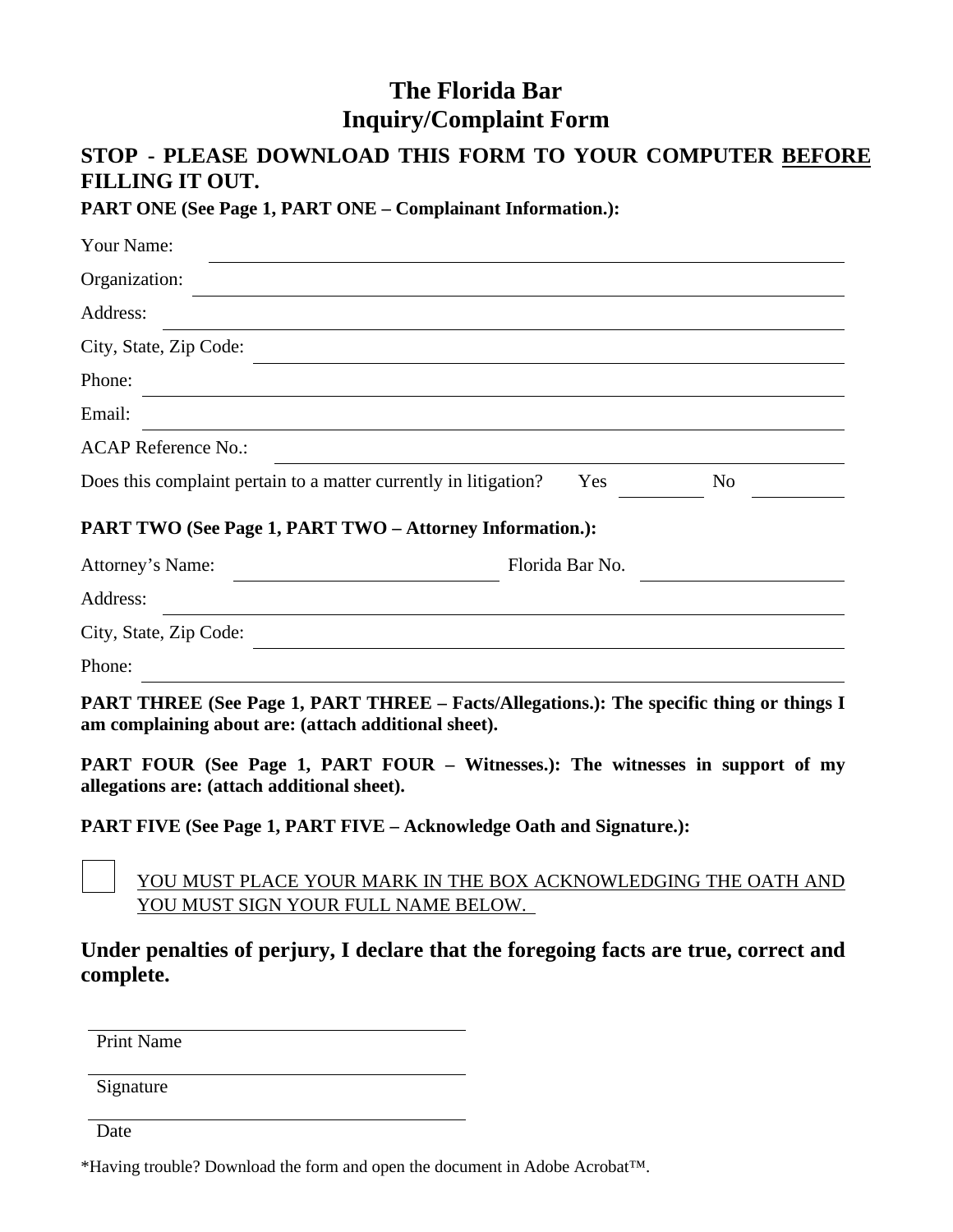# The Florida Bar
# Inquiry/Complaint Form

**STOP - PLEASE DOWNLOAD THIS FORM TO YOUR COMPUTER <u>BEFORE</u> FILLING IT OUT.**

**PART ONE (See Page 1, PART ONE – Complainant Information.):**

Your Name: ______________________________

Organization: ______________________________

Address: ______________________________

City, State, Zip Code: ______________________________

Phone: ______________________________

Email: ______________________________

ACAP Reference No.: ______________________________

Does this complaint pertain to a matter currently in litigation? Yes ________ No ________

**PART TWO (See Page 1, PART TWO – Attorney Information.):**

Attorney's Name: ____________________ Florida Bar No. ____________________

Address: ______________________________

City, State, Zip Code: ______________________________

Phone: ______________________________

**PART THREE (See Page 1, PART THREE – Facts/Allegations.): The specific thing or things I am complaining about are: (attach additional sheet).**

**PART FOUR (See Page 1, PART FOUR – Witnesses.): The witnesses in support of my allegations are: (attach additional sheet).**

**PART FIVE (See Page 1, PART FIVE – Acknowledge Oath and Signature.):**

☐ <u>YOU MUST PLACE YOUR MARK IN THE BOX ACKNOWLEDGING THE OATH AND YOU MUST SIGN YOUR FULL NAME BELOW.</u>

## Under penalties of perjury, I declare that the foregoing facts are true, correct and complete.

______________________________
Print Name

______________________________
Signature

______________________________
Date

*Having trouble? Download the form and open the document in Adobe Acrobat™.